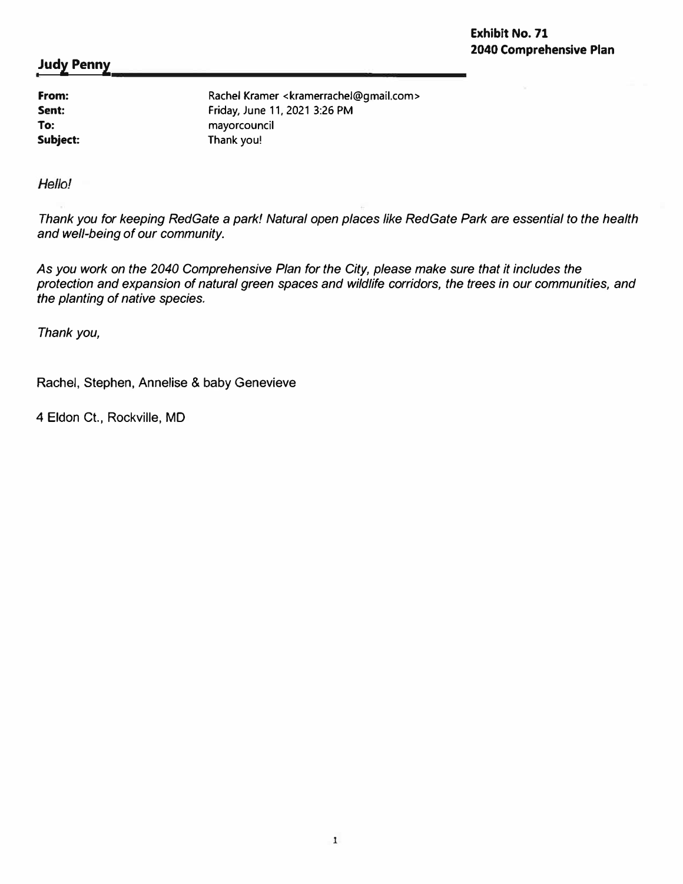**Exhibit No. 71**
**2040 Comprehensive Plan**

**Judy Penny**

| | |
|---|---|
| **From:** | Rachel Kramer <kramerrachel@gmail.com> |
| **Sent:** | Friday, June 11, 2021 3:26 PM |
| **To:** | mayorcouncil |
| **Subject:** | Thank you! |

*Hello!*

*Thank you for keeping RedGate a park! Natural open places like RedGate Park are essential to the health and well-being of our community.*

*As you work on the 2040 Comprehensive Plan for the City, please make sure that it includes the protection and expansion of natural green spaces and wildlife corridors, the trees in our communities, and the planting of native species.*

*Thank you,*

Rachel, Stephen, Annelise & baby Genevieve

4 Eldon Ct., Rockville, MD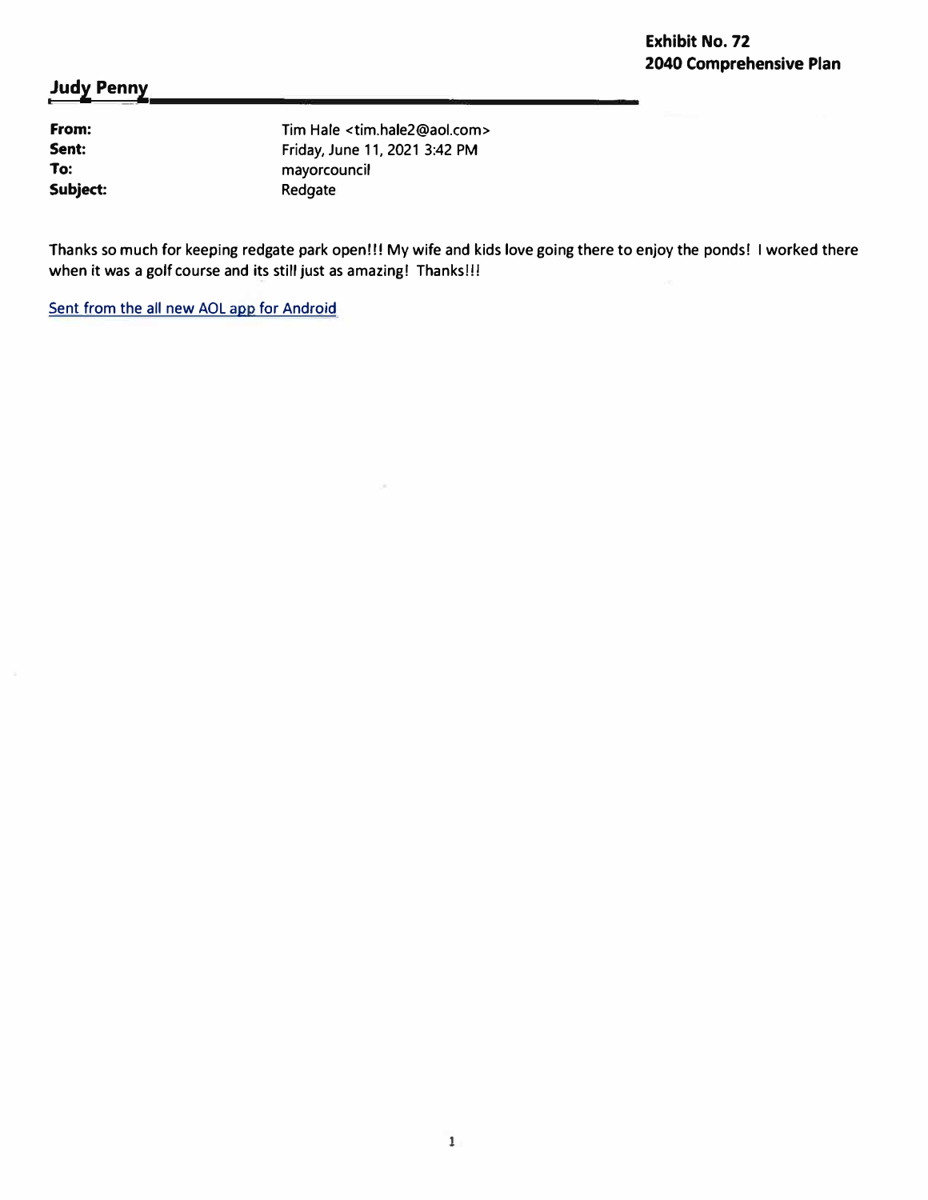**Exhibit No. 72**
**2040 Comprehensive Plan**

## Judy Penny

| | |
|---|---|
| **From:** | Tim Hale <tim.hale2@aol.com> |
| **Sent:** | Friday, June 11, 2021 3:42 PM |
| **To:** | mayorcouncil |
| **Subject:** | Redgate |

Thanks so much for keeping redgate park open!!! My wife and kids love going there to enjoy the ponds! I worked there when it was a golf course and its still just as amazing! Thanks!!!

Sent from the all new AOL app for Android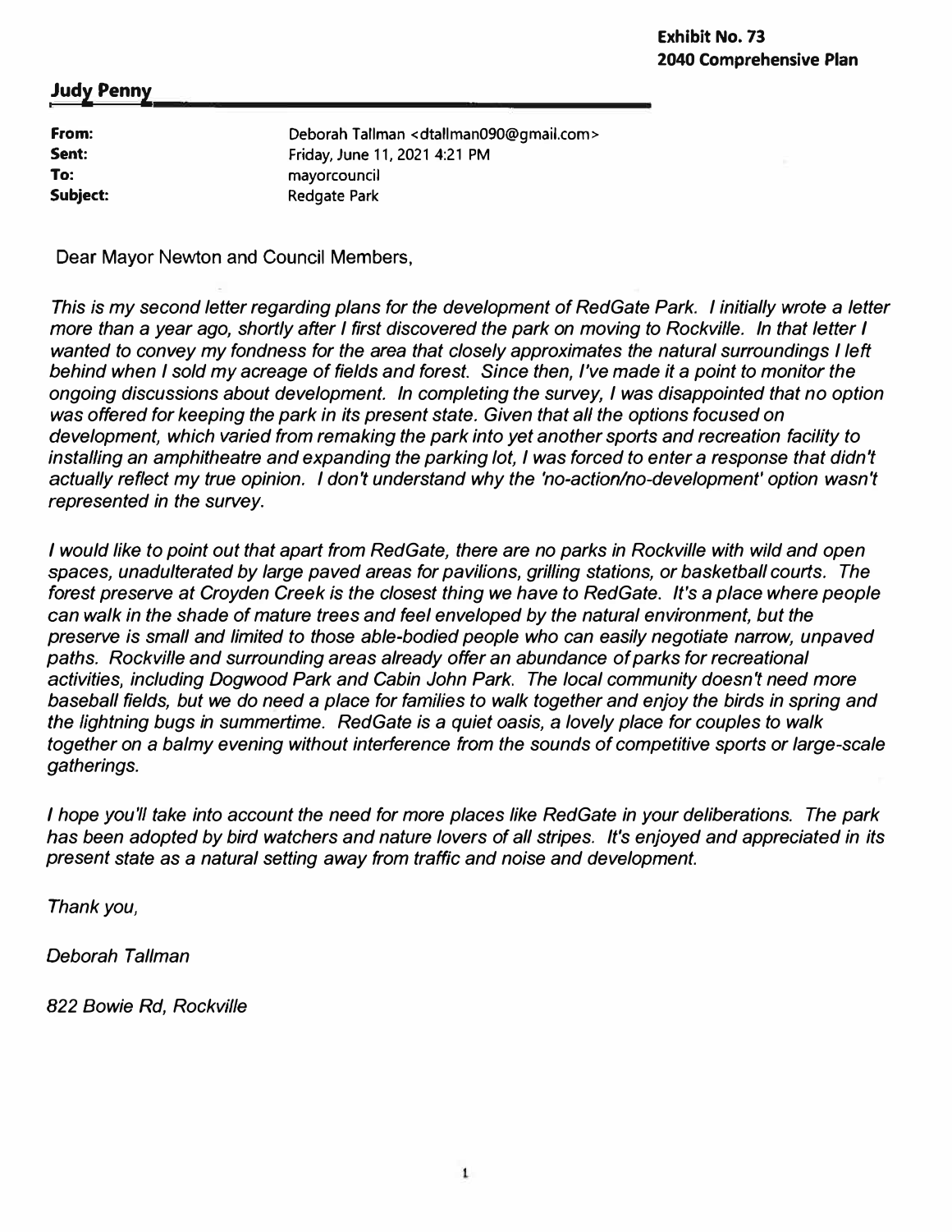**Exhibit No. 73**
**2040 Comprehensive Plan**

**Judy Penny**

**From:** Deborah Tallman <dtallman090@gmail.com>
**Sent:** Friday, June 11, 2021 4:21 PM
**To:** mayorcouncil
**Subject:** Redgate Park

Dear Mayor Newton and Council Members,

*This is my second letter regarding plans for the development of RedGate Park. I initially wrote a letter more than a year ago, shortly after I first discovered the park on moving to Rockville. In that letter I wanted to convey my fondness for the area that closely approximates the natural surroundings I left behind when I sold my acreage of fields and forest. Since then, I've made it a point to monitor the ongoing discussions about development. In completing the survey, I was disappointed that no option was offered for keeping the park in its present state. Given that all the options focused on development, which varied from remaking the park into yet another sports and recreation facility to installing an amphitheatre and expanding the parking lot, I was forced to enter a response that didn't actually reflect my true opinion. I don't understand why the 'no-action/no-development' option wasn't represented in the survey.*

*I would like to point out that apart from RedGate, there are no parks in Rockville with wild and open spaces, unadulterated by large paved areas for pavilions, grilling stations, or basketball courts. The forest preserve at Croyden Creek is the closest thing we have to RedGate. It's a place where people can walk in the shade of mature trees and feel enveloped by the natural environment, but the preserve is small and limited to those able-bodied people who can easily negotiate narrow, unpaved paths. Rockville and surrounding areas already offer an abundance of parks for recreational activities, including Dogwood Park and Cabin John Park. The local community doesn't need more baseball fields, but we do need a place for families to walk together and enjoy the birds in spring and the lightning bugs in summertime. RedGate is a quiet oasis, a lovely place for couples to walk together on a balmy evening without interference from the sounds of competitive sports or large-scale gatherings.*

*I hope you'll take into account the need for more places like RedGate in your deliberations. The park has been adopted by bird watchers and nature lovers of all stripes. It's enjoyed and appreciated in its present state as a natural setting away from traffic and noise and development.*

*Thank you,*

*Deborah Tallman*

*822 Bowie Rd, Rockville*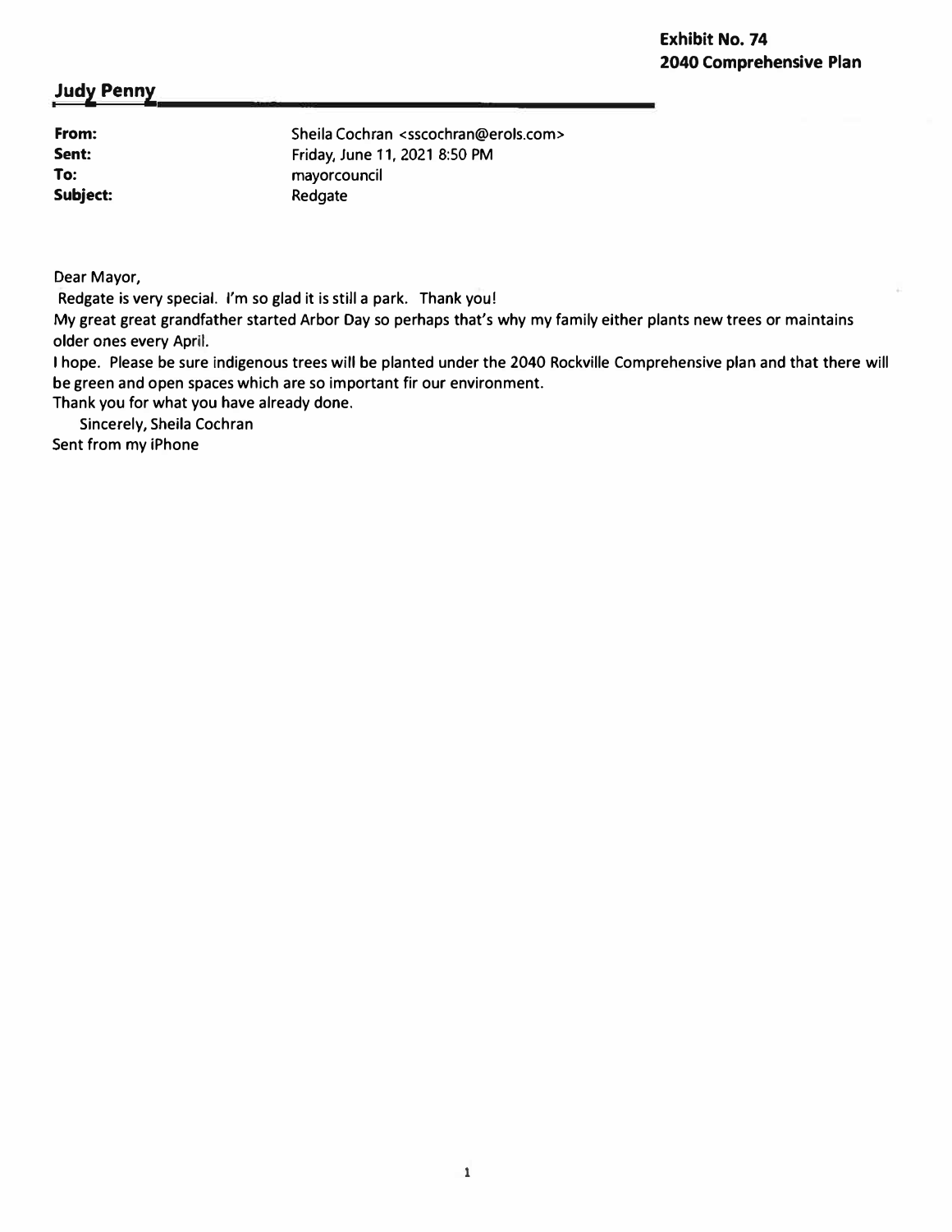**Exhibit No. 74**
**2040 Comprehensive Plan**

**Judy Penny**

| | |
|---|---|
| **From:** | Sheila Cochran <sscochran@erols.com> |
| **Sent:** | Friday, June 11, 2021 8:50 PM |
| **To:** | mayorcouncil |
| **Subject:** | Redgate |

Dear Mayor,

Redgate is very special. I'm so glad it is still a park. Thank you!

My great great grandfather started Arbor Day so perhaps that's why my family either plants new trees or maintains older ones every April.

I hope. Please be sure indigenous trees will be planted under the 2040 Rockville Comprehensive plan and that there will be green and open spaces which are so important fir our environment.

Thank you for what you have already done.

Sincerely, Sheila Cochran

Sent from my iPhone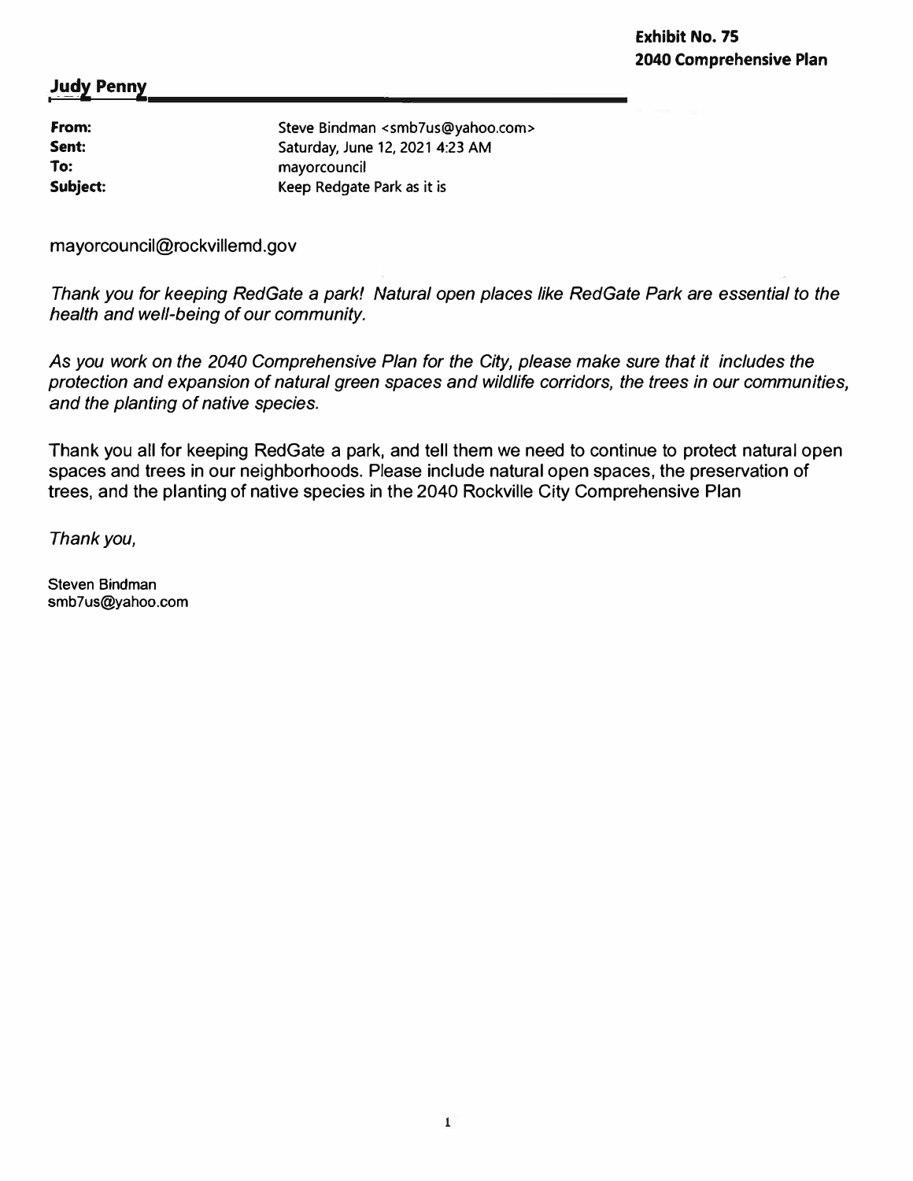**Exhibit No. 75**
**2040 Comprehensive Plan**

**Judy Penny**

| | |
|---|---|
| **From:** | Steve Bindman <smb7us@yahoo.com> |
| **Sent:** | Saturday, June 12, 2021 4:23 AM |
| **To:** | mayorcouncil |
| **Subject:** | Keep Redgate Park as it is |

mayorcouncil@rockvillemd.gov

*Thank you for keeping RedGate a park! Natural open places like RedGate Park are essential to the health and well-being of our community.*

*As you work on the 2040 Comprehensive Plan for the City, please make sure that it includes the protection and expansion of natural green spaces and wildlife corridors, the trees in our communities, and the planting of native species.*

Thank you all for keeping RedGate a park, and tell them we need to continue to protect natural open spaces and trees in our neighborhoods. Please include natural open spaces, the preservation of trees, and the planting of native species in the 2040 Rockville City Comprehensive Plan

*Thank you,*

Steven Bindman
smb7us@yahoo.com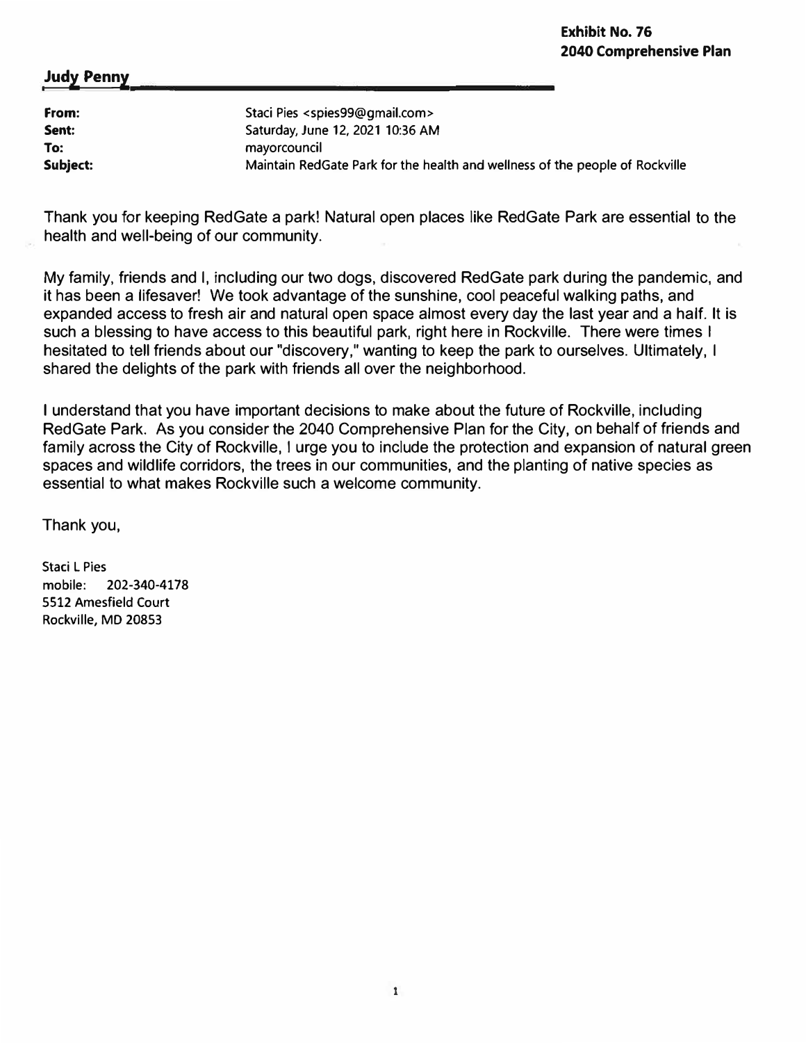**Exhibit No. 76**
**2040 Comprehensive Plan**

**Judy Penny**

| | |
|---|---|
| **From:** | Staci Pies <spies99@gmail.com> |
| **Sent:** | Saturday, June 12, 2021 10:36 AM |
| **To:** | mayorcouncil |
| **Subject:** | Maintain RedGate Park for the health and wellness of the people of Rockville |

Thank you for keeping RedGate a park! Natural open places like RedGate Park are essential to the health and well-being of our community.

My family, friends and I, including our two dogs, discovered RedGate park during the pandemic, and it has been a lifesaver! We took advantage of the sunshine, cool peaceful walking paths, and expanded access to fresh air and natural open space almost every day the last year and a half. It is such a blessing to have access to this beautiful park, right here in Rockville. There were times I hesitated to tell friends about our "discovery," wanting to keep the park to ourselves. Ultimately, I shared the delights of the park with friends all over the neighborhood.

I understand that you have important decisions to make about the future of Rockville, including RedGate Park. As you consider the 2040 Comprehensive Plan for the City, on behalf of friends and family across the City of Rockville, I urge you to include the protection and expansion of natural green spaces and wildlife corridors, the trees in our communities, and the planting of native species as essential to what makes Rockville such a welcome community.

Thank you,

Staci L Pies
mobile: 202-340-4178
5512 Amesfield Court
Rockville, MD 20853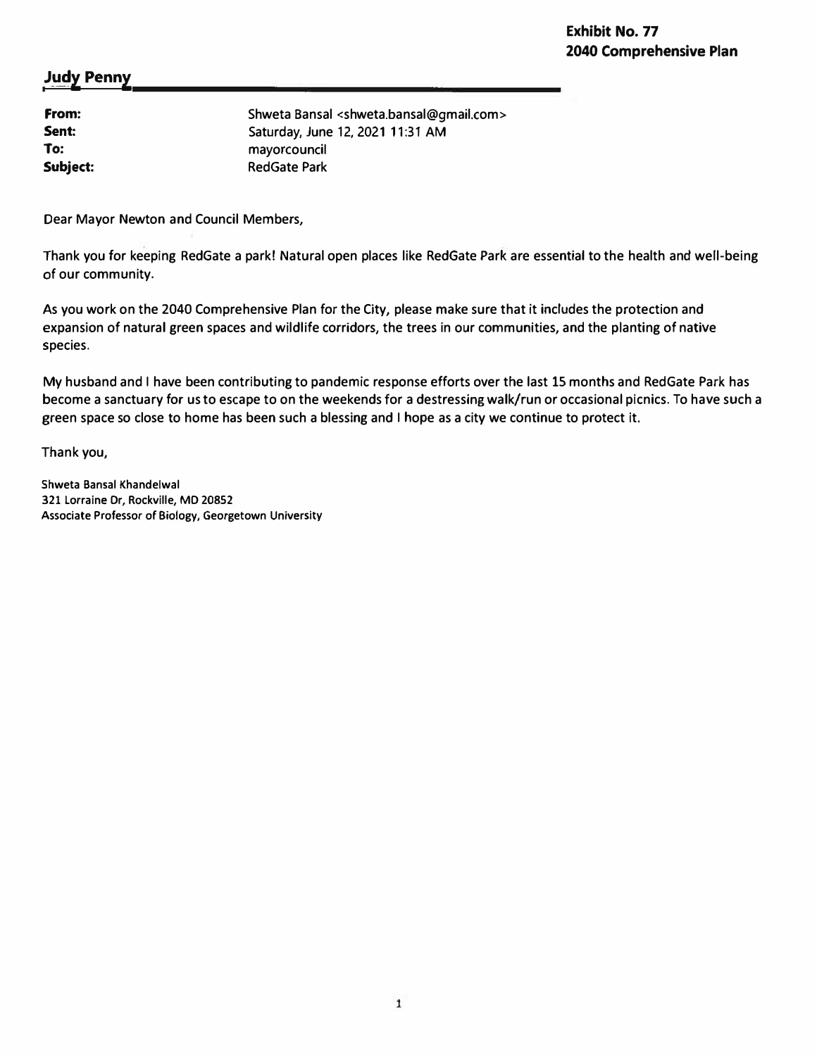**Exhibit No. 77**
**2040 Comprehensive Plan**

**Judy Penny**

| | |
|---|---|
| **From:** | Shweta Bansal <shweta.bansal@gmail.com> |
| **Sent:** | Saturday, June 12, 2021 11:31 AM |
| **To:** | mayorcouncil |
| **Subject:** | RedGate Park |

Dear Mayor Newton and Council Members,

Thank you for keeping RedGate a park! Natural open places like RedGate Park are essential to the health and well-being of our community.

As you work on the 2040 Comprehensive Plan for the City, please make sure that it includes the protection and expansion of natural green spaces and wildlife corridors, the trees in our communities, and the planting of native species.

My husband and I have been contributing to pandemic response efforts over the last 15 months and RedGate Park has become a sanctuary for us to escape to on the weekends for a destressing walk/run or occasional picnics. To have such a green space so close to home has been such a blessing and I hope as a city we continue to protect it.

Thank you,

Shweta Bansal Khandelwal
321 Lorraine Dr, Rockville, MD 20852
Associate Professor of Biology, Georgetown University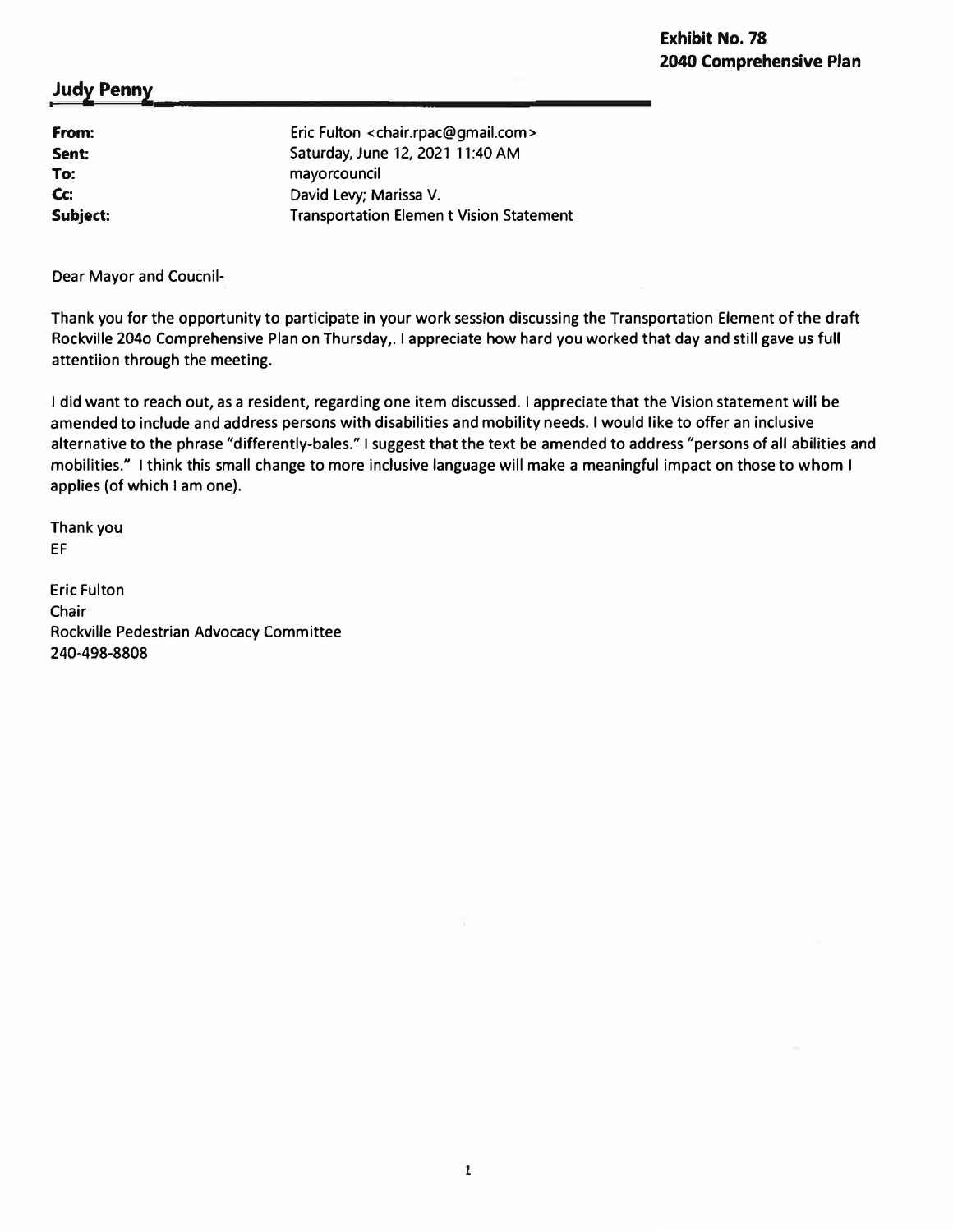**Exhibit No. 78**
**2040 Comprehensive Plan**

**Judy Penny**

| | |
|---|---|
| **From:** | Eric Fulton <chair.rpac@gmail.com> |
| **Sent:** | Saturday, June 12, 2021 11:40 AM |
| **To:** | mayorcouncil |
| **Cc:** | David Levy; Marissa V. |
| **Subject:** | Transportation Elemen t Vision Statement |

Dear Mayor and Coucnil-

Thank you for the opportunity to participate in your work session discussing the Transportation Element of the draft Rockville 204o Comprehensive Plan on Thursday,. I appreciate how hard you worked that day and still gave us full attentiion through the meeting.

I did want to reach out, as a resident, regarding one item discussed. I appreciate that the Vision statement will be amended to include and address persons with disabilities and mobility needs. I would like to offer an inclusive alternative to the phrase "differently-bales." I suggest that the text be amended to address "persons of all abilities and mobilities." I think this small change to more inclusive language will make a meaningful impact on those to whom I applies (of which I am one).

Thank you
EF

Eric Fulton
Chair
Rockville Pedestrian Advocacy Committee
240-498-8808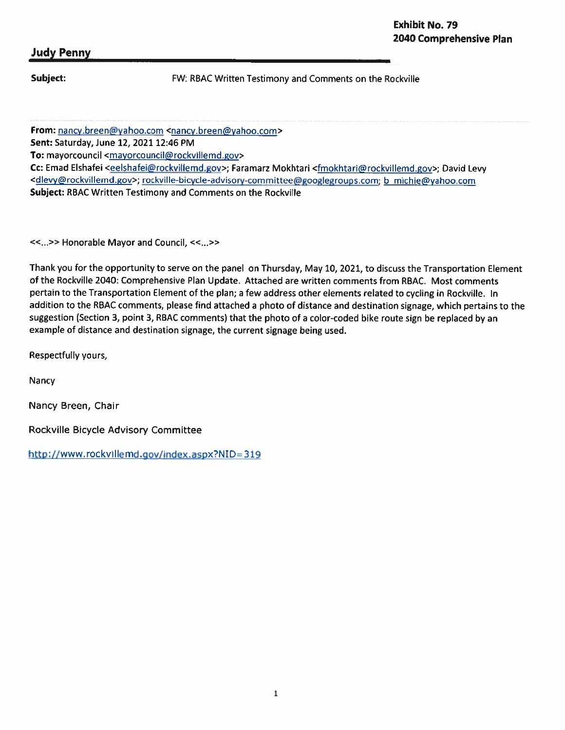**Exhibit No. 79**
**2040 Comprehensive Plan**

## Judy Penny

**Subject:** FW: RBAC Written Testimony and Comments on the Rockville

**From:** nancy.breen@yahoo.com <nancy.breen@yahoo.com>
**Sent:** Saturday, June 12, 2021 12:46 PM
**To:** mayorcouncil <mayorcouncil@rockvillemd.gov>
**Cc:** Emad Elshafei <eelshafei@rockvillemd.gov>; Faramarz Mokhtari <fmokhtari@rockvillemd.gov>; David Levy <dlevy@rockvillemd.gov>; rockville-bicycle-advisory-committee@googlegroups.com; b_michie@yahoo.com
**Subject:** RBAC Written Testimony and Comments on the Rockville

<<...>> Honorable Mayor and Council, <<...>>

Thank you for the opportunity to serve on the panel on Thursday, May 10, 2021, to discuss the Transportation Element of the Rockville 2040: Comprehensive Plan Update. Attached are written comments from RBAC. Most comments pertain to the Transportation Element of the plan; a few address other elements related to cycling in Rockville. In addition to the RBAC comments, please find attached a photo of distance and destination signage, which pertains to the suggestion (Section 3, point 3, RBAC comments) that the photo of a color-coded bike route sign be replaced by an example of distance and destination signage, the current signage being used.

Respectfully yours,

Nancy

Nancy Breen, Chair

Rockville Bicycle Advisory Committee

http://www.rockvillemd.gov/index.aspx?NID=319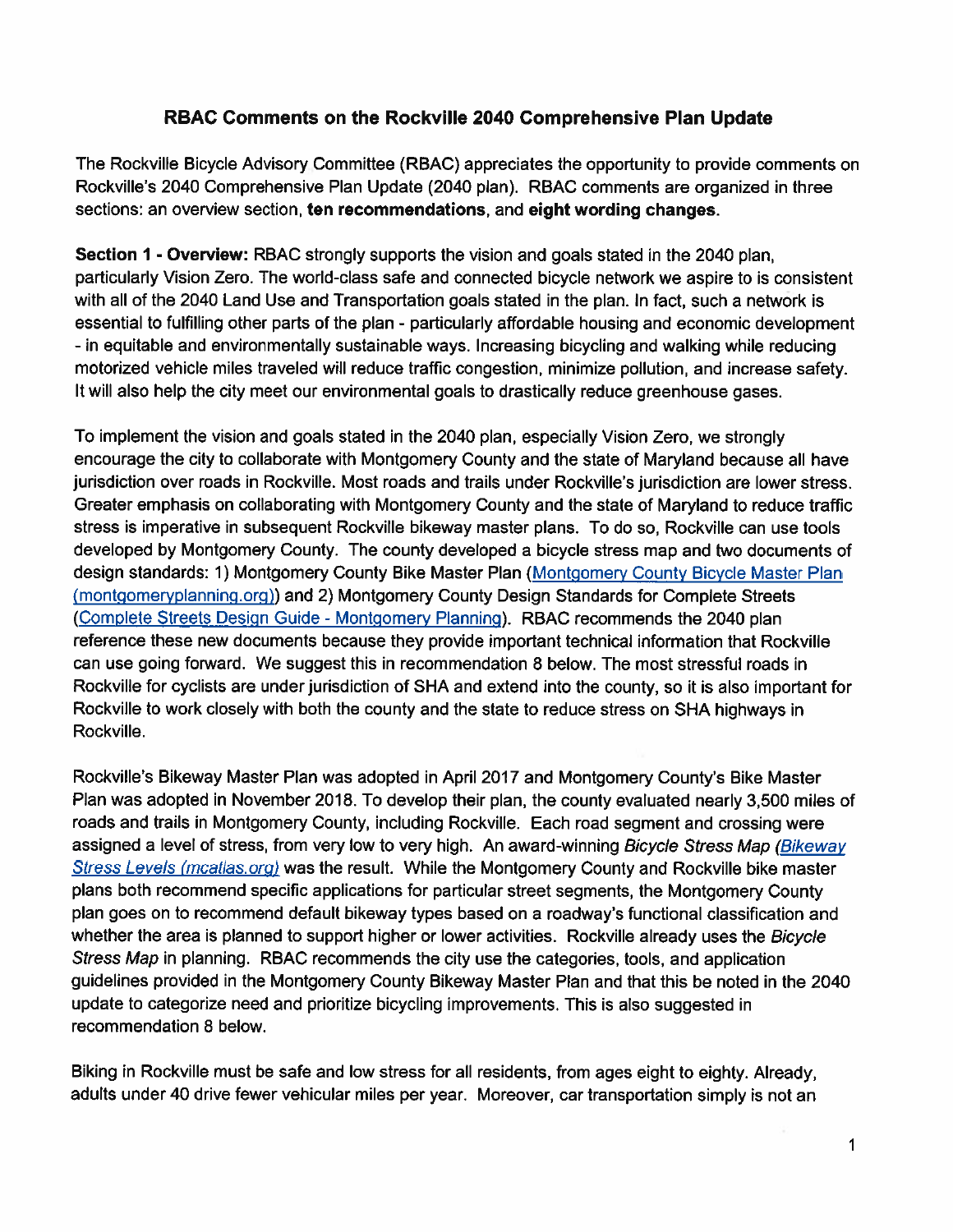## RBAC Comments on the Rockville 2040 Comprehensive Plan Update

The Rockville Bicycle Advisory Committee (RBAC) appreciates the opportunity to provide comments on Rockville's 2040 Comprehensive Plan Update (2040 plan). RBAC comments are organized in three sections: an overview section, **ten recommendations**, and **eight wording changes**.

**Section 1 - Overview:** RBAC strongly supports the vision and goals stated in the 2040 plan, particularly Vision Zero. The world-class safe and connected bicycle network we aspire to is consistent with all of the 2040 Land Use and Transportation goals stated in the plan. In fact, such a network is essential to fulfilling other parts of the plan - particularly affordable housing and economic development - in equitable and environmentally sustainable ways. Increasing bicycling and walking while reducing motorized vehicle miles traveled will reduce traffic congestion, minimize pollution, and increase safety. It will also help the city meet our environmental goals to drastically reduce greenhouse gases.

To implement the vision and goals stated in the 2040 plan, especially Vision Zero, we strongly encourage the city to collaborate with Montgomery County and the state of Maryland because all have jurisdiction over roads in Rockville. Most roads and trails under Rockville's jurisdiction are lower stress. Greater emphasis on collaborating with Montgomery County and the state of Maryland to reduce traffic stress is imperative in subsequent Rockville bikeway master plans. To do so, Rockville can use tools developed by Montgomery County. The county developed a bicycle stress map and two documents of design standards: 1) Montgomery County Bike Master Plan (Montgomery County Bicycle Master Plan (montgomeryplanning.org)) and 2) Montgomery County Design Standards for Complete Streets (Complete Streets Design Guide - Montgomery Planning). RBAC recommends the 2040 plan reference these new documents because they provide important technical information that Rockville can use going forward. We suggest this in recommendation 8 below. The most stressful roads in Rockville for cyclists are under jurisdiction of SHA and extend into the county, so it is also important for Rockville to work closely with both the county and the state to reduce stress on SHA highways in Rockville.

Rockville's Bikeway Master Plan was adopted in April 2017 and Montgomery County's Bike Master Plan was adopted in November 2018. To develop their plan, the county evaluated nearly 3,500 miles of roads and trails in Montgomery County, including Rockville. Each road segment and crossing were assigned a level of stress, from very low to very high. An award-winning *Bicycle Stress Map* (Bikeway Stress Levels (mcatlas.org)) was the result. While the Montgomery County and Rockville bike master plans both recommend specific applications for particular street segments, the Montgomery County plan goes on to recommend default bikeway types based on a roadway's functional classification and whether the area is planned to support higher or lower activities. Rockville already uses the *Bicycle Stress Map* in planning. RBAC recommends the city use the categories, tools, and application guidelines provided in the Montgomery County Bikeway Master Plan and that this be noted in the 2040 update to categorize need and prioritize bicycling improvements. This is also suggested in recommendation 8 below.

Biking in Rockville must be safe and low stress for all residents, from ages eight to eighty. Already, adults under 40 drive fewer vehicular miles per year. Moreover, car transportation simply is not an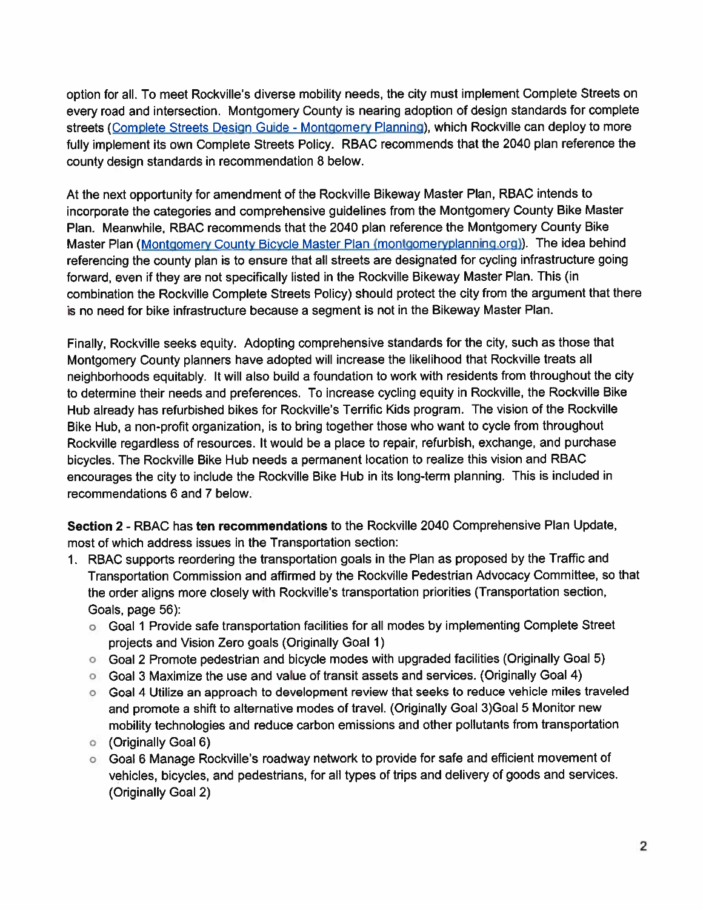option for all. To meet Rockville's diverse mobility needs, the city must implement Complete Streets on every road and intersection. Montgomery County is nearing adoption of design standards for complete streets (Complete Streets Design Guide - Montgomery Planning), which Rockville can deploy to more fully implement its own Complete Streets Policy. RBAC recommends that the 2040 plan reference the county design standards in recommendation 8 below.

At the next opportunity for amendment of the Rockville Bikeway Master Plan, RBAC intends to incorporate the categories and comprehensive guidelines from the Montgomery County Bike Master Plan. Meanwhile, RBAC recommends that the 2040 plan reference the Montgomery County Bike Master Plan (Montgomery County Bicycle Master Plan (montgomeryplanning.org)). The idea behind referencing the county plan is to ensure that all streets are designated for cycling infrastructure going forward, even if they are not specifically listed in the Rockville Bikeway Master Plan. This (in combination the Rockville Complete Streets Policy) should protect the city from the argument that there is no need for bike infrastructure because a segment is not in the Bikeway Master Plan.

Finally, Rockville seeks equity. Adopting comprehensive standards for the city, such as those that Montgomery County planners have adopted will increase the likelihood that Rockville treats all neighborhoods equitably. It will also build a foundation to work with residents from throughout the city to determine their needs and preferences. To increase cycling equity in Rockville, the Rockville Bike Hub already has refurbished bikes for Rockville's Terrific Kids program. The vision of the Rockville Bike Hub, a non-profit organization, is to bring together those who want to cycle from throughout Rockville regardless of resources. It would be a place to repair, refurbish, exchange, and purchase bicycles. The Rockville Bike Hub needs a permanent location to realize this vision and RBAC encourages the city to include the Rockville Bike Hub in its long-term planning. This is included in recommendations 6 and 7 below.

**Section 2** - RBAC has **ten recommendations** to the Rockville 2040 Comprehensive Plan Update, most of which address issues in the Transportation section:

1. RBAC supports reordering the transportation goals in the Plan as proposed by the Traffic and Transportation Commission and affirmed by the Rockville Pedestrian Advocacy Committee, so that the order aligns more closely with Rockville's transportation priorities (Transportation section, Goals, page 56):
   - Goal 1 Provide safe transportation facilities for all modes by implementing Complete Street projects and Vision Zero goals (Originally Goal 1)
   - Goal 2 Promote pedestrian and bicycle modes with upgraded facilities (Originally Goal 5)
   - Goal 3 Maximize the use and value of transit assets and services. (Originally Goal 4)
   - Goal 4 Utilize an approach to development review that seeks to reduce vehicle miles traveled and promote a shift to alternative modes of travel. (Originally Goal 3)Goal 5 Monitor new mobility technologies and reduce carbon emissions and other pollutants from transportation
   - (Originally Goal 6)
   - Goal 6 Manage Rockville's roadway network to provide for safe and efficient movement of vehicles, bicycles, and pedestrians, for all types of trips and delivery of goods and services. (Originally Goal 2)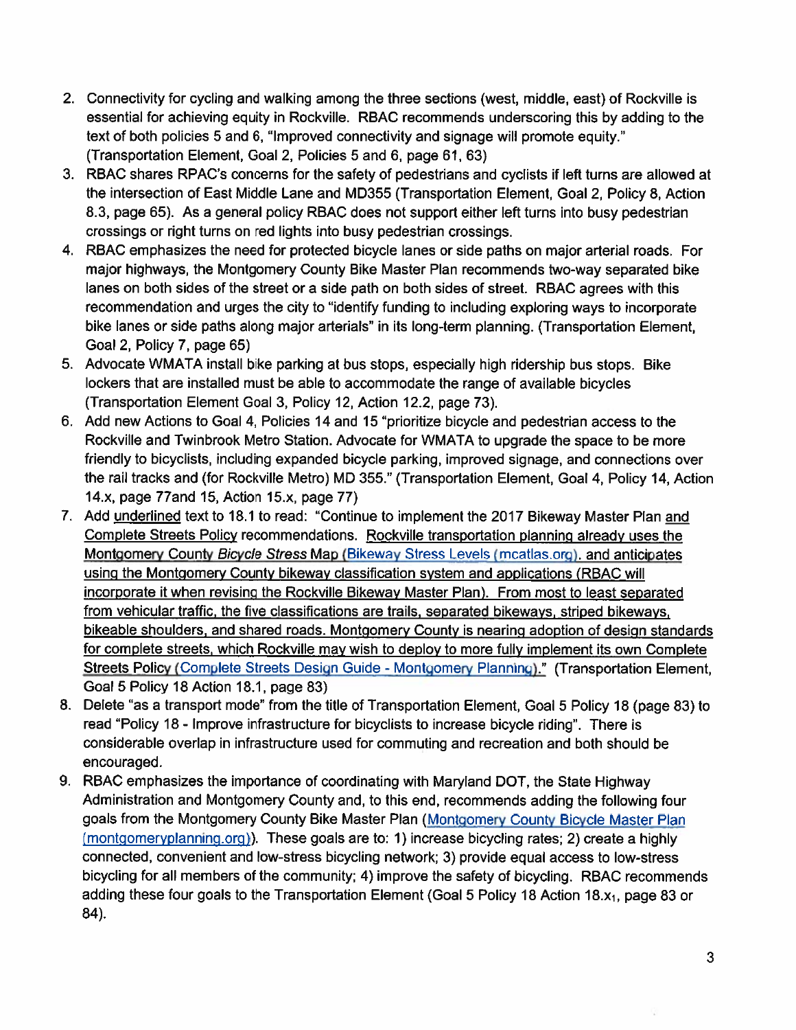2. Connectivity for cycling and walking among the three sections (west, middle, east) of Rockville is essential for achieving equity in Rockville. RBAC recommends underscoring this by adding to the text of both policies 5 and 6, "Improved connectivity and signage will promote equity." (Transportation Element, Goal 2, Policies 5 and 6, page 61, 63)
3. RBAC shares RPAC's concerns for the safety of pedestrians and cyclists if left turns are allowed at the intersection of East Middle Lane and MD355 (Transportation Element, Goal 2, Policy 8, Action 8.3, page 65). As a general policy RBAC does not support either left turns into busy pedestrian crossings or right turns on red lights into busy pedestrian crossings.
4. RBAC emphasizes the need for protected bicycle lanes or side paths on major arterial roads. For major highways, the Montgomery County Bike Master Plan recommends two-way separated bike lanes on both sides of the street or a side path on both sides of street. RBAC agrees with this recommendation and urges the city to "identify funding to including exploring ways to incorporate bike lanes or side paths along major arterials" in its long-term planning. (Transportation Element, Goal 2, Policy 7, page 65)
5. Advocate WMATA install bike parking at bus stops, especially high ridership bus stops. Bike lockers that are installed must be able to accommodate the range of available bicycles (Transportation Element Goal 3, Policy 12, Action 12.2, page 73).
6. Add new Actions to Goal 4, Policies 14 and 15 "prioritize bicycle and pedestrian access to the Rockville and Twinbrook Metro Station. Advocate for WMATA to upgrade the space to be more friendly to bicyclists, including expanded bicycle parking, improved signage, and connections over the rail tracks and (for Rockville Metro) MD 355." (Transportation Element, Goal 4, Policy 14, Action 14.x, page 77and 15, Action 15.x, page 77)
7. Add <u>underlined</u> text to 18.1 to read: "Continue to implement the 2017 Bikeway Master Plan <u>and Complete Streets Policy</u> recommendations. <u>Rockville transportation planning already uses the Montgomery County *Bicycle Stress* Map (Bikeway Stress Levels (mcatlas.org). and anticipates using the Montgomery County bikeway classification system and applications (RBAC will incorporate it when revising the Rockville Bikeway Master Plan). From most to least separated from vehicular traffic, the five classifications are trails, separated bikeways, striped bikeways, bikeable shoulders, and shared roads. Montgomery County is nearing adoption of design standards for complete streets, which Rockville may wish to deploy to more fully implement its own Complete Streets Policy (Complete Streets Design Guide - Montgomery Planning).</u>" (Transportation Element, Goal 5 Policy 18 Action 18.1, page 83)
8. Delete "as a transport mode" from the title of Transportation Element, Goal 5 Policy 18 (page 83) to read "Policy 18 - Improve infrastructure for bicyclists to increase bicycle riding". There is considerable overlap in infrastructure used for commuting and recreation and both should be encouraged.
9. RBAC emphasizes the importance of coordinating with Maryland DOT, the State Highway Administration and Montgomery County and, to this end, recommends adding the following four goals from the Montgomery County Bike Master Plan (Montgomery County Bicycle Master Plan (montgomeryplanning.org)). These goals are to: 1) increase bicycling rates; 2) create a highly connected, convenient and low-stress bicycling network; 3) provide equal access to low-stress bicycling for all members of the community; 4) improve the safety of bicycling. RBAC recommends adding these four goals to the Transportation Element (Goal 5 Policy 18 Action $18.x_1$, page 83 or 84).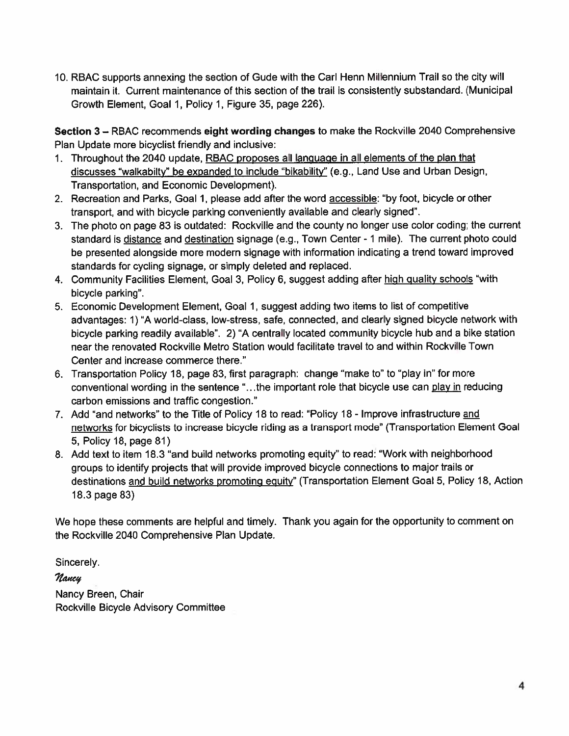10. RBAC supports annexing the section of Gude with the Carl Henn Millennium Trail so the city will maintain it. Current maintenance of this section of the trail is consistently substandard. (Municipal Growth Element, Goal 1, Policy 1, Figure 35, page 226).

**Section 3** – RBAC recommends **eight wording changes** to make the Rockville 2040 Comprehensive Plan Update more bicyclist friendly and inclusive:

1. Throughout the 2040 update, RBAC proposes all language in all elements of the plan that discusses "walkabilty" be expanded to include "bikability" (e.g., Land Use and Urban Design, Transportation, and Economic Development).
2. Recreation and Parks, Goal 1, please add after the word accessible: "by foot, bicycle or other transport, and with bicycle parking conveniently available and clearly signed".
3. The photo on page 83 is outdated: Rockville and the county no longer use color coding; the current standard is distance and destination signage (e.g., Town Center - 1 mile). The current photo could be presented alongside more modern signage with information indicating a trend toward improved standards for cycling signage, or simply deleted and replaced.
4. Community Facilities Element, Goal 3, Policy 6, suggest adding after high quality schools "with bicycle parking".
5. Economic Development Element, Goal 1, suggest adding two items to list of competitive advantages: 1) "A world-class, low-stress, safe, connected, and clearly signed bicycle network with bicycle parking readily available". 2) "A centrally located community bicycle hub and a bike station near the renovated Rockville Metro Station would facilitate travel to and within Rockville Town Center and increase commerce there."
6. Transportation Policy 18, page 83, first paragraph: change "make to" to "play in" for more conventional wording in the sentence "…the important role that bicycle use can play in reducing carbon emissions and traffic congestion."
7. Add "and networks" to the Title of Policy 18 to read: "Policy 18 - Improve infrastructure and networks for bicyclists to increase bicycle riding as a transport mode" (Transportation Element Goal 5, Policy 18, page 81)
8. Add text to item 18.3 "and build networks promoting equity" to read: "Work with neighborhood groups to identify projects that will provide improved bicycle connections to major trails or destinations and build networks promoting equity" (Transportation Element Goal 5, Policy 18, Action 18.3 page 83)

We hope these comments are helpful and timely. Thank you again for the opportunity to comment on the Rockville 2040 Comprehensive Plan Update.

Sincerely.

*Nancy*

Nancy Breen, Chair
Rockville Bicycle Advisory Committee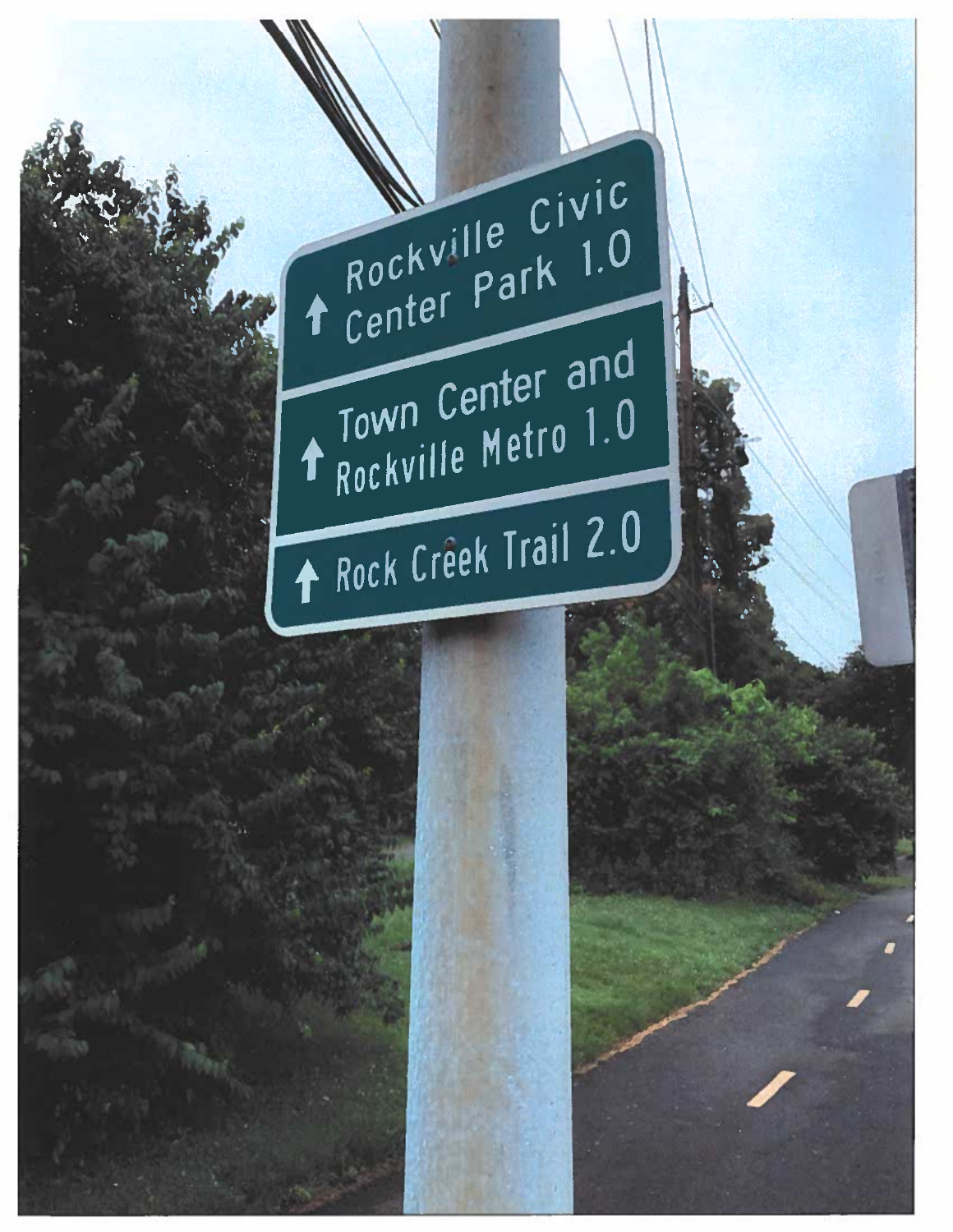↑ Rockville Civic Center Park 1.0

↑ Town Center and Rockville Metro 1.0

↑ Rock Creek Trail 2.0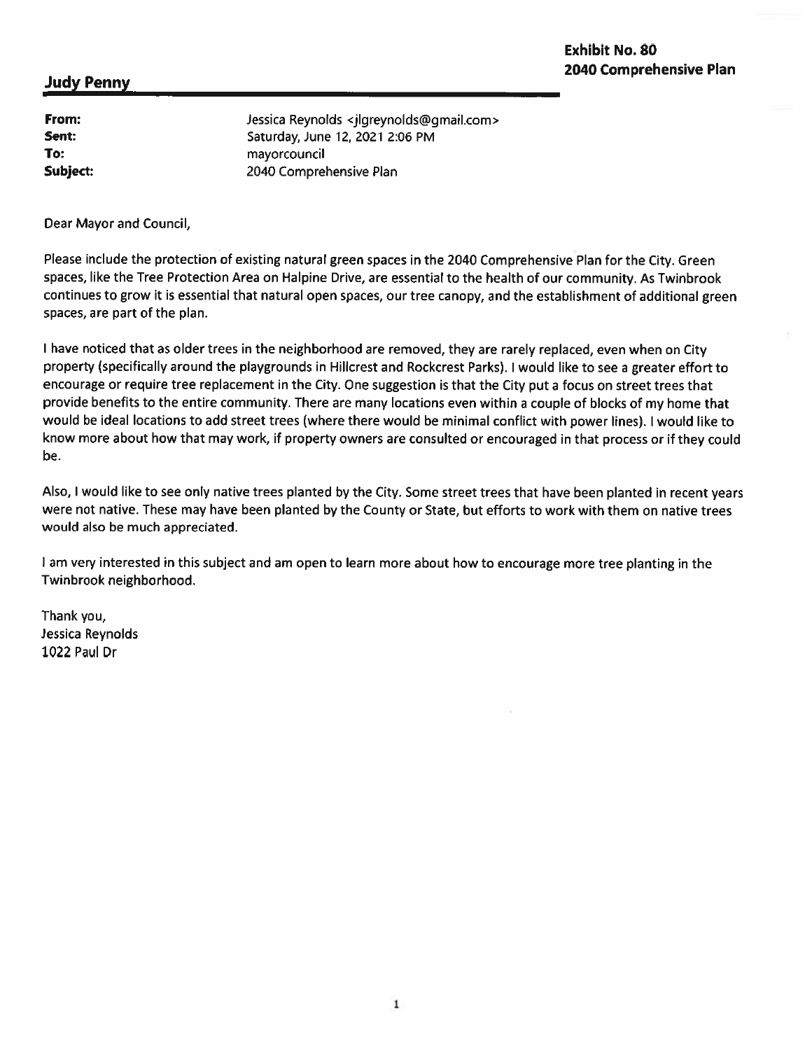**Exhibit No. 80**
**2040 Comprehensive Plan**

**Judy Penny**

| | |
|---|---|
| **From:** | Jessica Reynolds <jlgreynolds@gmail.com> |
| **Sent:** | Saturday, June 12, 2021 2:06 PM |
| **To:** | mayorcouncil |
| **Subject:** | 2040 Comprehensive Plan |

Dear Mayor and Council,

Please include the protection of existing natural green spaces in the 2040 Comprehensive Plan for the City. Green spaces, like the Tree Protection Area on Halpine Drive, are essential to the health of our community. As Twinbrook continues to grow it is essential that natural open spaces, our tree canopy, and the establishment of additional green spaces, are part of the plan.

I have noticed that as older trees in the neighborhood are removed, they are rarely replaced, even when on City property (specifically around the playgrounds in Hillcrest and Rockcrest Parks). I would like to see a greater effort to encourage or require tree replacement in the City. One suggestion is that the City put a focus on street trees that provide benefits to the entire community. There are many locations even within a couple of blocks of my home that would be ideal locations to add street trees (where there would be minimal conflict with power lines). I would like to know more about how that may work, if property owners are consulted or encouraged in that process or if they could be.

Also, I would like to see only native trees planted by the City. Some street trees that have been planted in recent years were not native. These may have been planted by the County or State, but efforts to work with them on native trees would also be much appreciated.

I am very interested in this subject and am open to learn more about how to encourage more tree planting in the Twinbrook neighborhood.

Thank you,
Jessica Reynolds
1022 Paul Dr